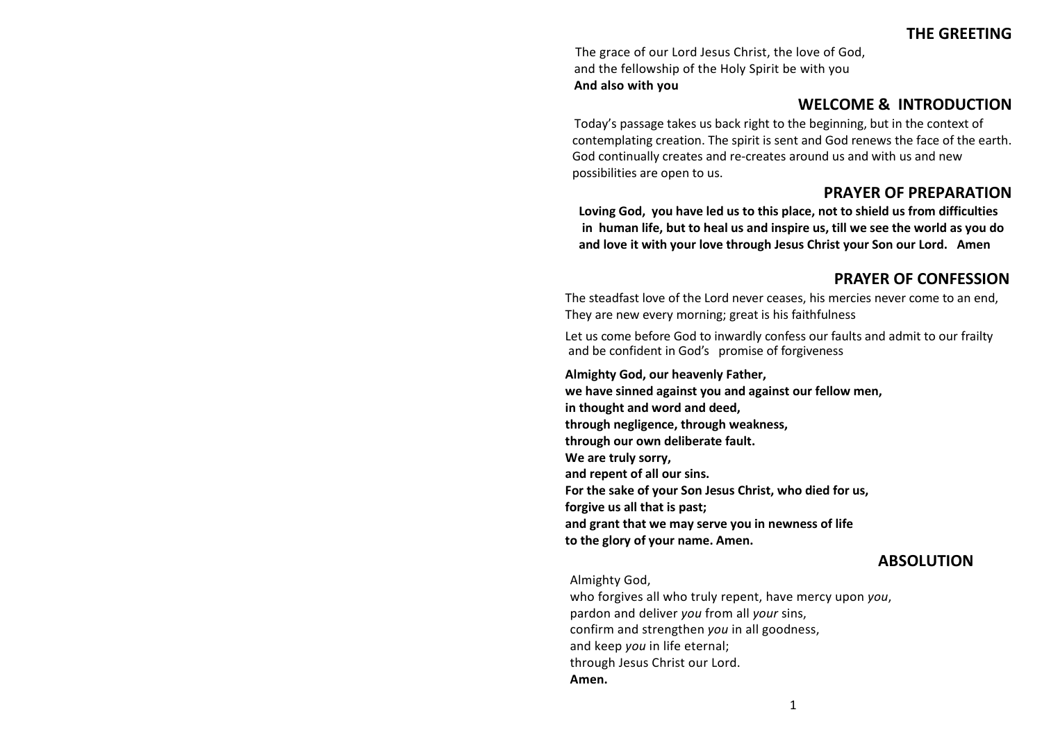## THE GREETING

The grace of our Lord Jesus Christ, the love of God,
and the fellowship of the Holy Spirit be with you
**And also with you**

## WELCOME & INTRODUCTION

Today's passage takes us back right to the beginning, but in the context of contemplating creation. The spirit is sent and God renews the face of the earth. God continually creates and re-creates around us and with us and new possibilities are open to us.

## PRAYER OF PREPARATION

**Loving God, you have led us to this place, not to shield us from difficulties in human life, but to heal us and inspire us, till we see the world as you do and love it with your love through Jesus Christ your Son our Lord. Amen**

## PRAYER OF CONFESSION

The steadfast love of the Lord never ceases, his mercies never come to an end,
They are new every morning; great is his faithfulness

Let us come before God to inwardly confess our faults and admit to our frailty and be confident in God's promise of forgiveness

**Almighty God, our heavenly Father,**
**we have sinned against you and against our fellow men,**
**in thought and word and deed,**
**through negligence, through weakness,**
**through our own deliberate fault.**
**We are truly sorry,**
**and repent of all our sins.**
**For the sake of your Son Jesus Christ, who died for us,**
**forgive us all that is past;**
**and grant that we may serve you in newness of life**
**to the glory of your name. Amen.**

## ABSOLUTION

Almighty God,
who forgives all who truly repent, have mercy upon *you*,
pardon and deliver *you* from all *your* sins,
confirm and strengthen *you* in all goodness,
and keep *you* in life eternal;
through Jesus Christ our Lord.
**Amen.**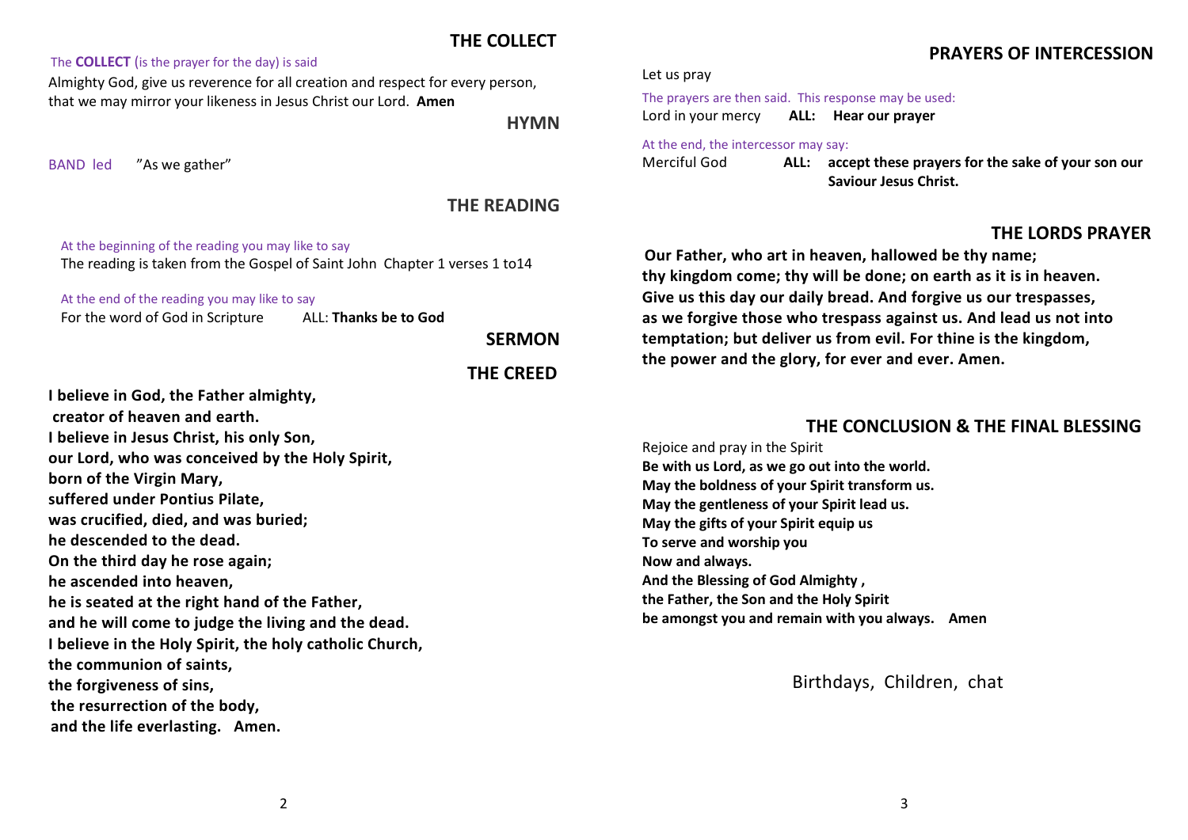## THE COLLECT

The **COLLECT** (is the prayer for the day) is said

Almighty God, give us reverence for all creation and respect for every person, that we may mirror your likeness in Jesus Christ our Lord. **Amen**

## HYMN

BAND led "As we gather"

## THE READING

At the beginning of the reading you may like to say

The reading is taken from the Gospel of Saint John Chapter 1 verses 1 to14

At the end of the reading you may like to say

For the word of God in Scripture ALL: **Thanks be to God**

## SERMON

## THE CREED

**I believe in God, the Father almighty,**
**creator of heaven and earth.**
**I believe in Jesus Christ, his only Son,**
**our Lord, who was conceived by the Holy Spirit,**
**born of the Virgin Mary,**
**suffered under Pontius Pilate,**
**was crucified, died, and was buried;**
**he descended to the dead.**
**On the third day he rose again;**
**he ascended into heaven,**
**he is seated at the right hand of the Father,**
**and he will come to judge the living and the dead.**
**I believe in the Holy Spirit, the holy catholic Church,**
**the communion of saints,**
**the forgiveness of sins,**
**the resurrection of the body,**
**and the life everlasting. Amen.**

## PRAYERS OF INTERCESSION

Let us pray

The prayers are then said. This response may be used:

Lord in your mercy **ALL: Hear our prayer**

At the end, the intercessor may say:

Merciful God **ALL: accept these prayers for the sake of your son our Saviour Jesus Christ.**

## THE LORDS PRAYER

**Our Father, who art in heaven, hallowed be thy name;**
**thy kingdom come; thy will be done; on earth as it is in heaven.**
**Give us this day our daily bread. And forgive us our trespasses,**
**as we forgive those who trespass against us. And lead us not into**
**temptation; but deliver us from evil. For thine is the kingdom,**
**the power and the glory, for ever and ever. Amen.**

## THE CONCLUSION & THE FINAL BLESSING

Rejoice and pray in the Spirit
**Be with us Lord, as we go out into the world.**
**May the boldness of your Spirit transform us.**
**May the gentleness of your Spirit lead us.**
**May the gifts of your Spirit equip us**
**To serve and worship you**
**Now and always.**
**And the Blessing of God Almighty ,**
**the Father, the Son and the Holy Spirit**
**be amongst you and remain with you always. Amen**

Birthdays, Children, chat